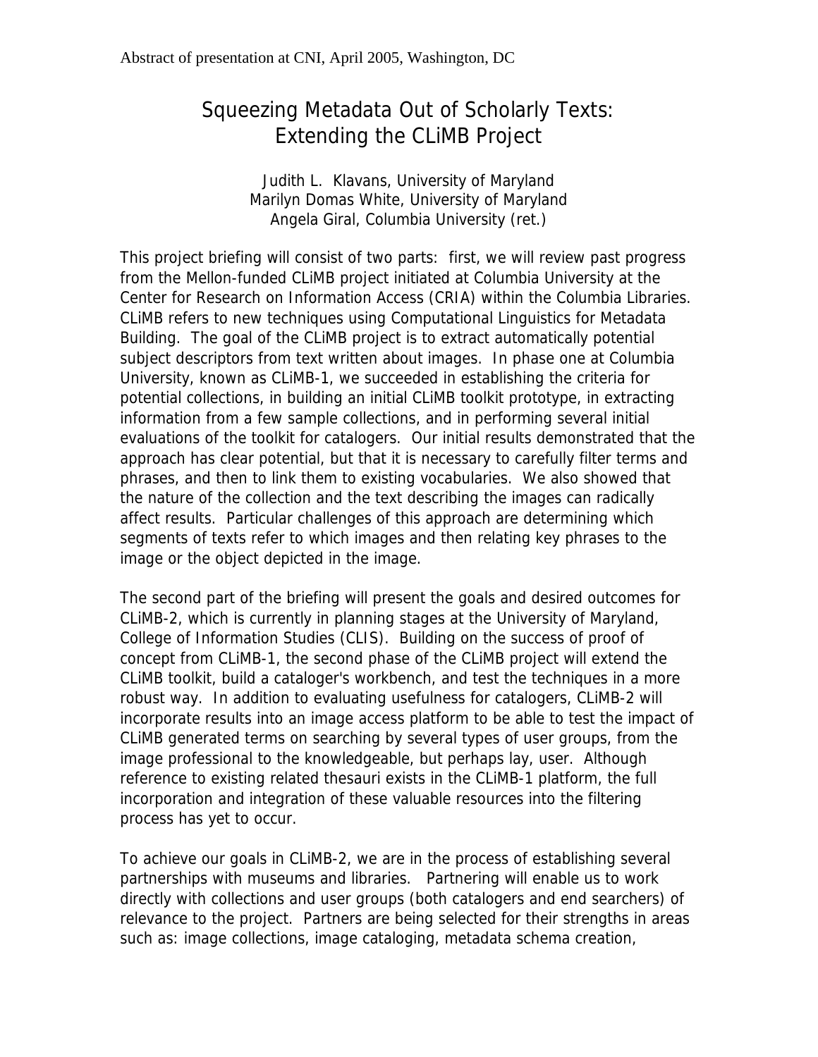Abstract of presentation at CNI, April 2005, Washington, DC

# Squeezing Metadata Out of Scholarly Texts: Extending the CLiMB Project

Judith L. Klavans, University of Maryland
Marilyn Domas White, University of Maryland
Angela Giral, Columbia University (ret.)

This project briefing will consist of two parts: first, we will review past progress from the Mellon-funded CLiMB project initiated at Columbia University at the Center for Research on Information Access (CRIA) within the Columbia Libraries. CLiMB refers to new techniques using Computational Linguistics for Metadata Building. The goal of the CLiMB project is to extract automatically potential subject descriptors from text written about images. In phase one at Columbia University, known as CLiMB-1, we succeeded in establishing the criteria for potential collections, in building an initial CLiMB toolkit prototype, in extracting information from a few sample collections, and in performing several initial evaluations of the toolkit for catalogers. Our initial results demonstrated that the approach has clear potential, but that it is necessary to carefully filter terms and phrases, and then to link them to existing vocabularies. We also showed that the nature of the collection and the text describing the images can radically affect results. Particular challenges of this approach are determining which segments of texts refer to which images and then relating key phrases to the image or the object depicted in the image.

The second part of the briefing will present the goals and desired outcomes for CLiMB-2, which is currently in planning stages at the University of Maryland, College of Information Studies (CLIS). Building on the success of proof of concept from CLiMB-1, the second phase of the CLiMB project will extend the CLiMB toolkit, build a cataloger's workbench, and test the techniques in a more robust way. In addition to evaluating usefulness for catalogers, CLiMB-2 will incorporate results into an image access platform to be able to test the impact of CLiMB generated terms on searching by several types of user groups, from the image professional to the knowledgeable, but perhaps lay, user. Although reference to existing related thesauri exists in the CLiMB-1 platform, the full incorporation and integration of these valuable resources into the filtering process has yet to occur.

To achieve our goals in CLiMB-2, we are in the process of establishing several partnerships with museums and libraries. Partnering will enable us to work directly with collections and user groups (both catalogers and end searchers) of relevance to the project. Partners are being selected for their strengths in areas such as: image collections, image cataloging, metadata schema creation,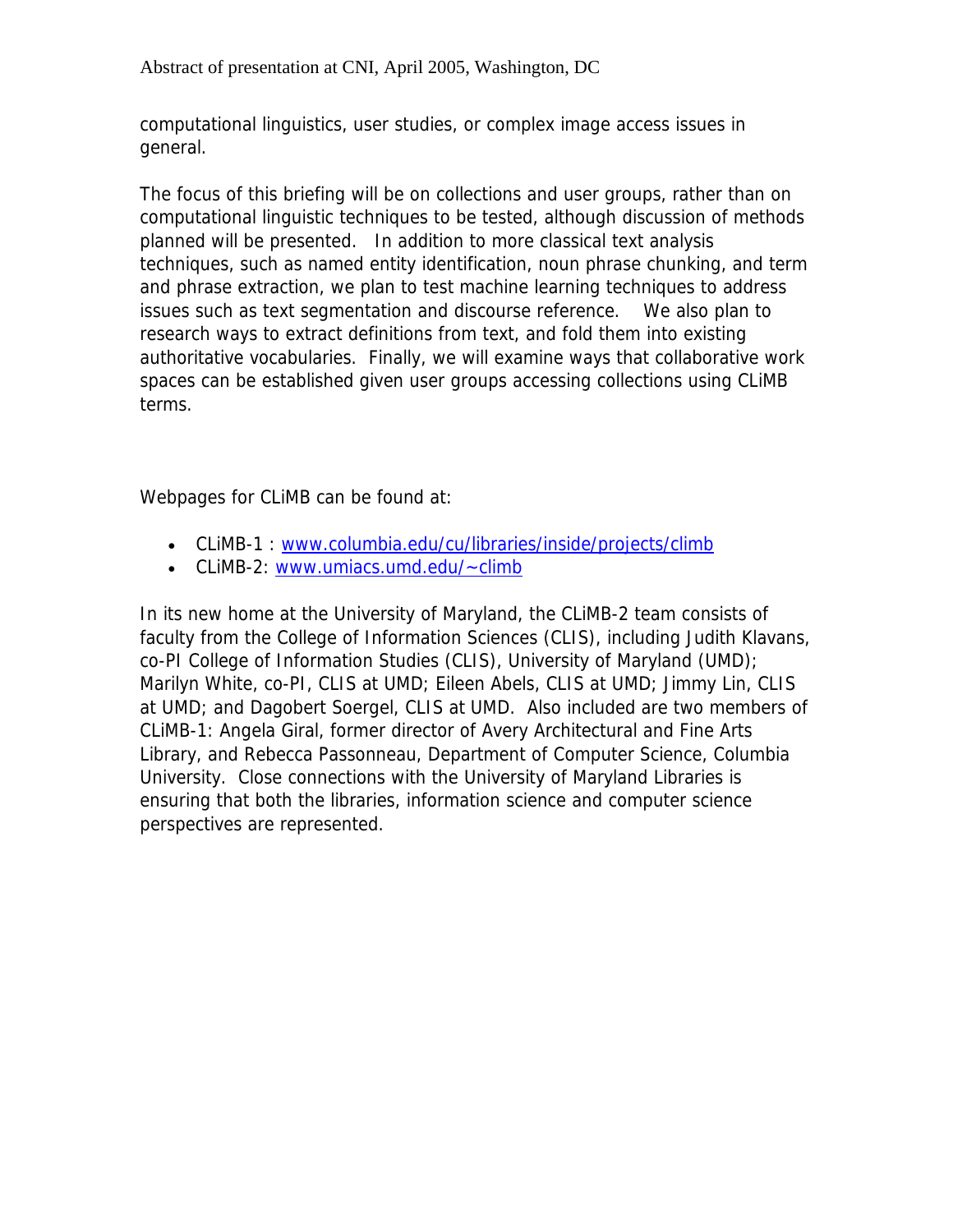computational linguistics, user studies, or complex image access issues in general.

The focus of this briefing will be on collections and user groups, rather than on computational linguistic techniques to be tested, although discussion of methods planned will be presented. In addition to more classical text analysis techniques, such as named entity identification, noun phrase chunking, and term and phrase extraction, we plan to test machine learning techniques to address issues such as text segmentation and discourse reference. We also plan to research ways to extract definitions from text, and fold them into existing authoritative vocabularies. Finally, we will examine ways that collaborative work spaces can be established given user groups accessing collections using CLiMB terms.

Webpages for CLiMB can be found at:

- CLiMB-1 : [www.columbia.edu/cu/libraries/inside/projects/climb](www.columbia.edu/cu/libraries/inside/projects/climb)
- CLiMB-2: [www.umiacs.umd.edu/~climb](www.umiacs.umd.edu/~climb)

In its new home at the University of Maryland, the CLiMB-2 team consists of faculty from the College of Information Sciences (CLIS), including Judith Klavans, co-PI College of Information Studies (CLIS), University of Maryland (UMD); Marilyn White, co-PI, CLIS at UMD; Eileen Abels, CLIS at UMD; Jimmy Lin, CLIS at UMD; and Dagobert Soergel, CLIS at UMD. Also included are two members of CLiMB-1: Angela Giral, former director of Avery Architectural and Fine Arts Library, and Rebecca Passonneau, Department of Computer Science, Columbia University. Close connections with the University of Maryland Libraries is ensuring that both the libraries, information science and computer science perspectives are represented.